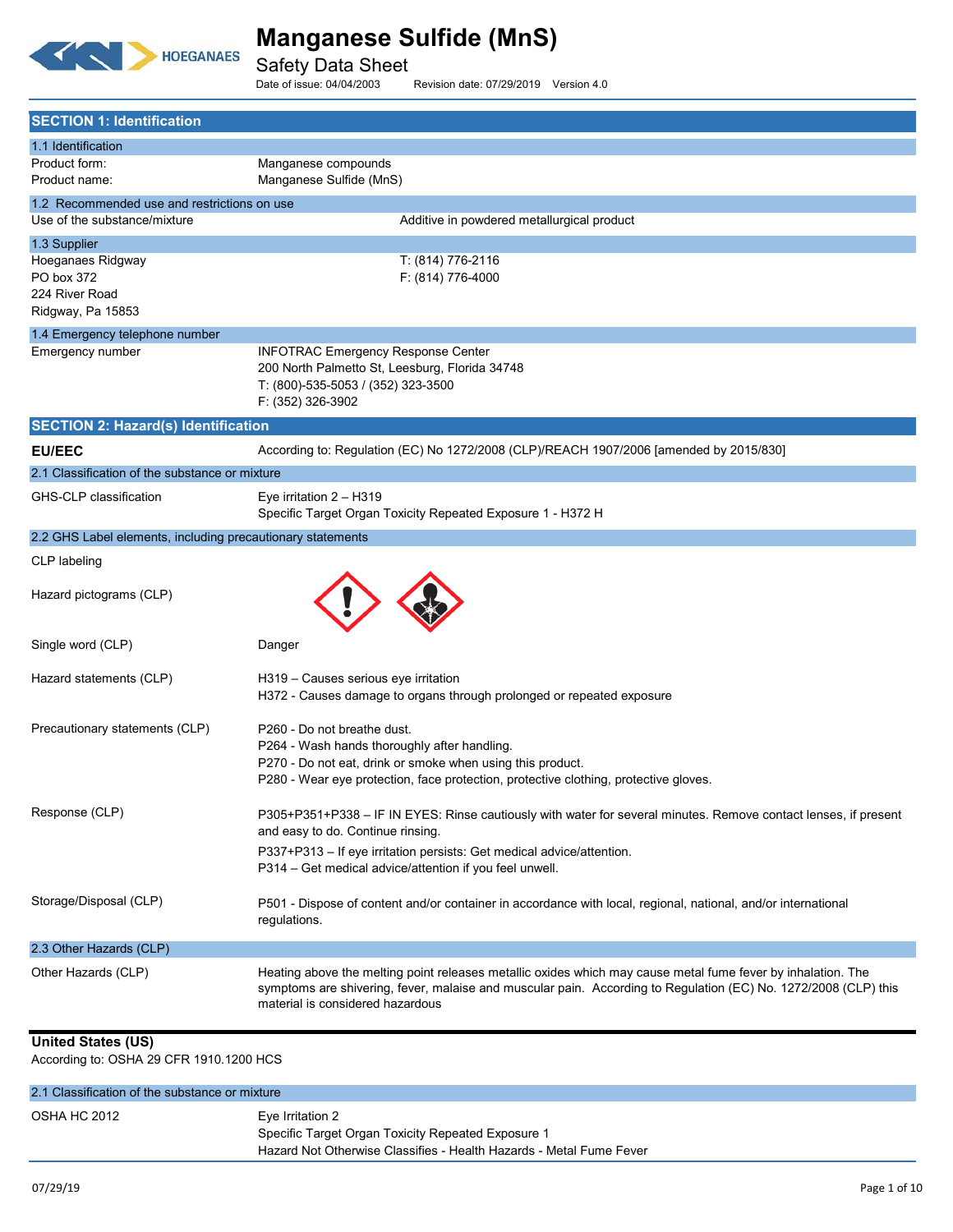# Manganese Sulfide (MnS)

## Safety Data Sheet

Date of issue: 04/04/2003    Revision date: 07/29/2019    Version 4.0

## SECTION 1: Identification

### 1.1 Identification

| | |
|---|---|
| Product form: | Manganese compounds |
| Product name: | Manganese Sulfide (MnS) |

### 1.2 Recommended use and restrictions on use

| | |
|---|---|
| Use of the substance/mixture | Additive in powdered metallurgical product |

### 1.3 Supplier

Hoeganaes Ridgway
PO box 372
224 River Road
Ridgway, Pa 15853

T: (814) 776-2116
F: (814) 776-4000

### 1.4 Emergency telephone number

Emergency number

INFOTRAC Emergency Response Center
200 North Palmetto St, Leesburg, Florida 34748
T: (800)-535-5053 / (352) 323-3500
F: (352) 326-3902

## SECTION 2: Hazard(s) Identification

**EU/EEC** According to: Regulation (EC) No 1272/2008 (CLP)/REACH 1907/2006 [amended by 2015/830]

### 2.1 Classification of the substance or mixture

GHS-CLP classification

Eye irritation 2 – H319
Specific Target Organ Toxicity Repeated Exposure 1 - H372 H

### 2.2 GHS Label elements, including precautionary statements

CLP labeling

Hazard pictograms (CLP)

Single word (CLP): Danger

Hazard statements (CLP):
H319 – Causes serious eye irritation
H372 - Causes damage to organs through prolonged or repeated exposure

Precautionary statements (CLP):
P260 - Do not breathe dust.
P264 - Wash hands thoroughly after handling.
P270 - Do not eat, drink or smoke when using this product.
P280 - Wear eye protection, face protection, protective clothing, protective gloves.

Response (CLP):
P305+P351+P338 – IF IN EYES: Rinse cautiously with water for several minutes. Remove contact lenses, if present and easy to do. Continue rinsing.
P337+P313 – If eye irritation persists: Get medical advice/attention.
P314 – Get medical advice/attention if you feel unwell.

Storage/Disposal (CLP):
P501 - Dispose of content and/or container in accordance with local, regional, national, and/or international regulations.

### 2.3 Other Hazards (CLP)

Other Hazards (CLP): Heating above the melting point releases metallic oxides which may cause metal fume fever by inhalation. The symptoms are shivering, fever, malaise and muscular pain. According to Regulation (EC) No. 1272/2008 (CLP) this material is considered hazardous

**United States (US)**
According to: OSHA 29 CFR 1910.1200 HCS

### 2.1 Classification of the substance or mixture

OSHA HC 2012

Eye Irritation 2
Specific Target Organ Toxicity Repeated Exposure 1
Hazard Not Otherwise Classifies - Health Hazards - Metal Fume Fever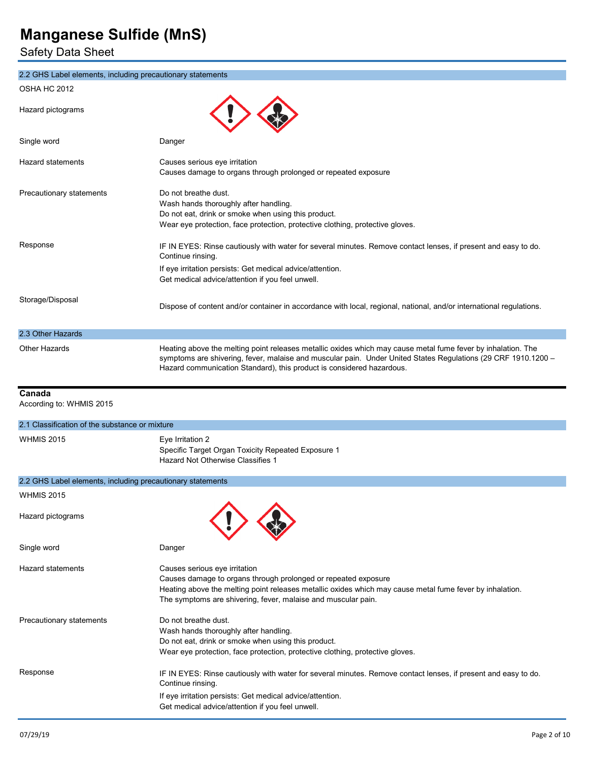### 2.2 GHS Label elements, including precautionary statements

OSHA HC 2012

| | |
|---|---|
| Hazard pictograms | |
| Single word | Danger |
| Hazard statements | Causes serious eye irritation<br>Causes damage to organs through prolonged or repeated exposure |
| Precautionary statements | Do not breathe dust.<br>Wash hands thoroughly after handling.<br>Do not eat, drink or smoke when using this product.<br>Wear eye protection, face protection, protective clothing, protective gloves. |
| Response | IF IN EYES: Rinse cautiously with water for several minutes. Remove contact lenses, if present and easy to do. Continue rinsing.<br>If eye irritation persists: Get medical advice/attention.<br>Get medical advice/attention if you feel unwell. |
| Storage/Disposal | Dispose of content and/or container in accordance with local, regional, national, and/or international regulations. |

### 2.3 Other Hazards

| | |
|---|---|
| Other Hazards | Heating above the melting point releases metallic oxides which may cause metal fume fever by inhalation. The symptoms are shivering, fever, malaise and muscular pain. Under United States Regulations (29 CRF 1910.1200 – Hazard communication Standard), this product is considered hazardous. |

## Canada

According to: WHMIS 2015

### 2.1 Classification of the substance or mixture

| | |
|---|---|
| WHMIS 2015 | Eye Irritation 2<br>Specific Target Organ Toxicity Repeated Exposure 1<br>Hazard Not Otherwise Classifies 1 |

### 2.2 GHS Label elements, including precautionary statements

WHMIS 2015

| | |
|---|---|
| Hazard pictograms | |
| Single word | Danger |
| Hazard statements | Causes serious eye irritation<br>Causes damage to organs through prolonged or repeated exposure<br>Heating above the melting point releases metallic oxides which may cause metal fume fever by inhalation. The symptoms are shivering, fever, malaise and muscular pain. |
| Precautionary statements | Do not breathe dust.<br>Wash hands thoroughly after handling.<br>Do not eat, drink or smoke when using this product.<br>Wear eye protection, face protection, protective clothing, protective gloves. |
| Response | IF IN EYES: Rinse cautiously with water for several minutes. Remove contact lenses, if present and easy to do. Continue rinsing.<br>If eye irritation persists: Get medical advice/attention.<br>Get medical advice/attention if you feel unwell. |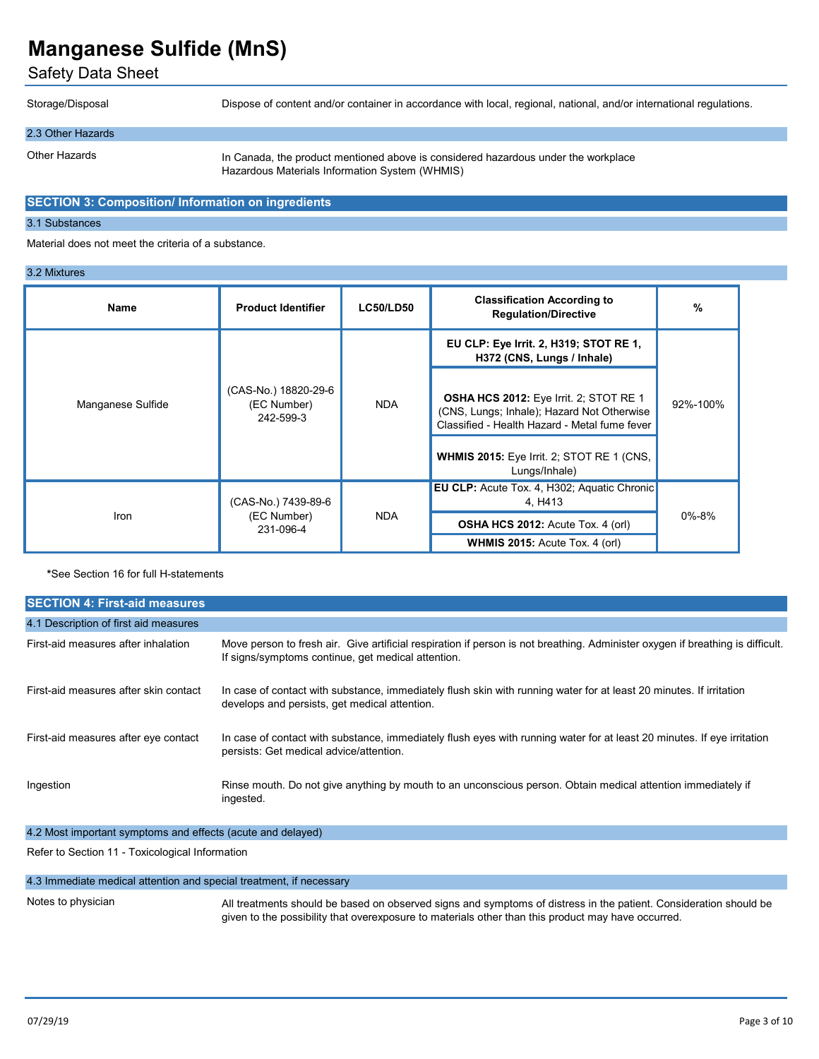Storage/Disposal: Dispose of content and/or container in accordance with local, regional, national, and/or international regulations.

### 2.3 Other Hazards

Other Hazards: In Canada, the product mentioned above is considered hazardous under the workplace Hazardous Materials Information System (WHMIS)

## SECTION 3: Composition/ Information on ingredients

### 3.1 Substances

Material does not meet the criteria of a substance.

### 3.2 Mixtures

| Name | Product Identifier | LC50/LD50 | Classification According to Regulation/Directive | % |
|---|---|---|---|---|
| Manganese Sulfide | (CAS-No.) 18820-29-6 (EC Number) 242-599-3 | NDA | **EU CLP: Eye Irrit. 2, H319; STOT RE 1, H372 (CNS, Lungs / Inhale)** | 92%-100% |
| | | | **OSHA HCS 2012:** Eye Irrit. 2; STOT RE 1 (CNS, Lungs; Inhale); Hazard Not Otherwise Classified - Health Hazard - Metal fume fever | |
| | | | **WHMIS 2015:** Eye Irrit. 2; STOT RE 1 (CNS, Lungs/Inhale) | |
| Iron | (CAS-No.) 7439-89-6 (EC Number) 231-096-4 | NDA | **EU CLP:** Acute Tox. 4, H302; Aquatic Chronic 4, H413 | 0%-8% |
| | | | **OSHA HCS 2012:** Acute Tox. 4 (orl) | |
| | | | **WHMIS 2015:** Acute Tox. 4 (orl) | |

***See Section 16 for full H-statements**

## SECTION 4: First-aid measures

### 4.1 Description of first aid measures

First-aid measures after inhalation: Move person to fresh air. Give artificial respiration if person is not breathing. Administer oxygen if breathing is difficult. If signs/symptoms continue, get medical attention.

First-aid measures after skin contact: In case of contact with substance, immediately flush skin with running water for at least 20 minutes. If irritation develops and persists, get medical attention.

First-aid measures after eye contact: In case of contact with substance, immediately flush eyes with running water for at least 20 minutes. If eye irritation persists: Get medical advice/attention.

Ingestion: Rinse mouth. Do not give anything by mouth to an unconscious person. Obtain medical attention immediately if ingested.

### 4.2 Most important symptoms and effects (acute and delayed)

Refer to Section 11 - Toxicological Information

### 4.3 Immediate medical attention and special treatment, if necessary

Notes to physician: All treatments should be based on observed signs and symptoms of distress in the patient. Consideration should be given to the possibility that overexposure to materials other than this product may have occurred.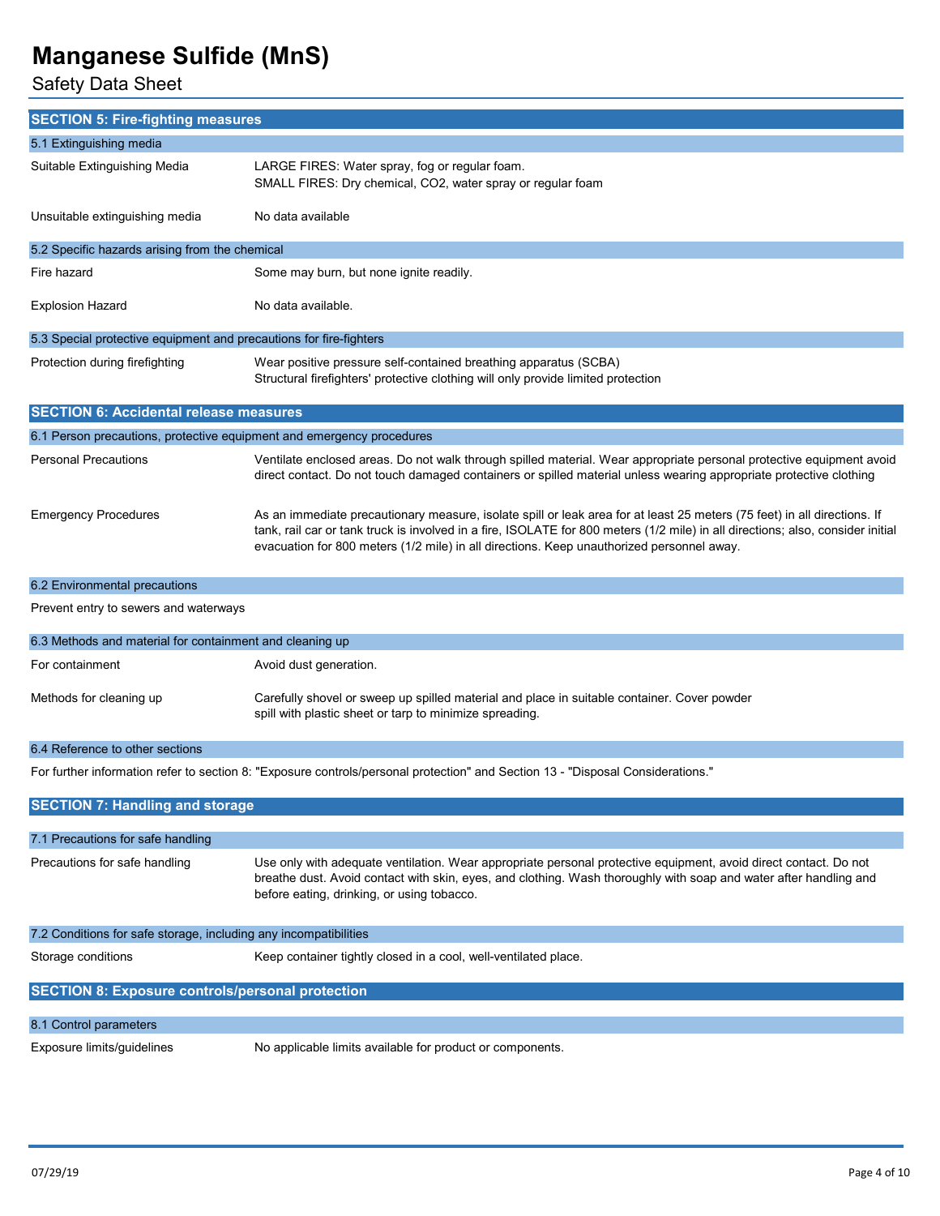## SECTION 5: Fire-fighting measures

### 5.1 Extinguishing media

| | |
|---|---|
| Suitable Extinguishing Media | LARGE FIRES: Water spray, fog or regular foam.<br>SMALL FIRES: Dry chemical, $CO_2$, water spray or regular foam |
| Unsuitable extinguishing media | No data available |

### 5.2 Specific hazards arising from the chemical

| | |
|---|---|
| Fire hazard | Some may burn, but none ignite readily. |
| Explosion Hazard | No data available. |

### 5.3 Special protective equipment and precautions for fire-fighters

| | |
|---|---|
| Protection during firefighting | Wear positive pressure self-contained breathing apparatus (SCBA)<br>Structural firefighters' protective clothing will only provide limited protection |

## SECTION 6: Accidental release measures

### 6.1 Person precautions, protective equipment and emergency procedures

| | |
|---|---|
| Personal Precautions | Ventilate enclosed areas. Do not walk through spilled material. Wear appropriate personal protective equipment avoid direct contact. Do not touch damaged containers or spilled material unless wearing appropriate protective clothing |
| Emergency Procedures | As an immediate precautionary measure, isolate spill or leak area for at least 25 meters (75 feet) in all directions. If tank, rail car or tank truck is involved in a fire, ISOLATE for 800 meters (1/2 mile) in all directions; also, consider initial evacuation for 800 meters (1/2 mile) in all directions. Keep unauthorized personnel away. |

### 6.2 Environmental precautions

Prevent entry to sewers and waterways

### 6.3 Methods and material for containment and cleaning up

| | |
|---|---|
| For containment | Avoid dust generation. |
| Methods for cleaning up | Carefully shovel or sweep up spilled material and place in suitable container. Cover powder spill with plastic sheet or tarp to minimize spreading. |

### 6.4 Reference to other sections

For further information refer to section 8: "Exposure controls/personal protection" and Section 13 - "Disposal Considerations."

## SECTION 7: Handling and storage

### 7.1 Precautions for safe handling

| | |
|---|---|
| Precautions for safe handling | Use only with adequate ventilation. Wear appropriate personal protective equipment, avoid direct contact. Do not breathe dust. Avoid contact with skin, eyes, and clothing. Wash thoroughly with soap and water after handling and before eating, drinking, or using tobacco. |

### 7.2 Conditions for safe storage, including any incompatibilities

| | |
|---|---|
| Storage conditions | Keep container tightly closed in a cool, well-ventilated place. |

## SECTION 8: Exposure controls/personal protection

### 8.1 Control parameters

| | |
|---|---|
| Exposure limits/guidelines | No applicable limits available for product or components. |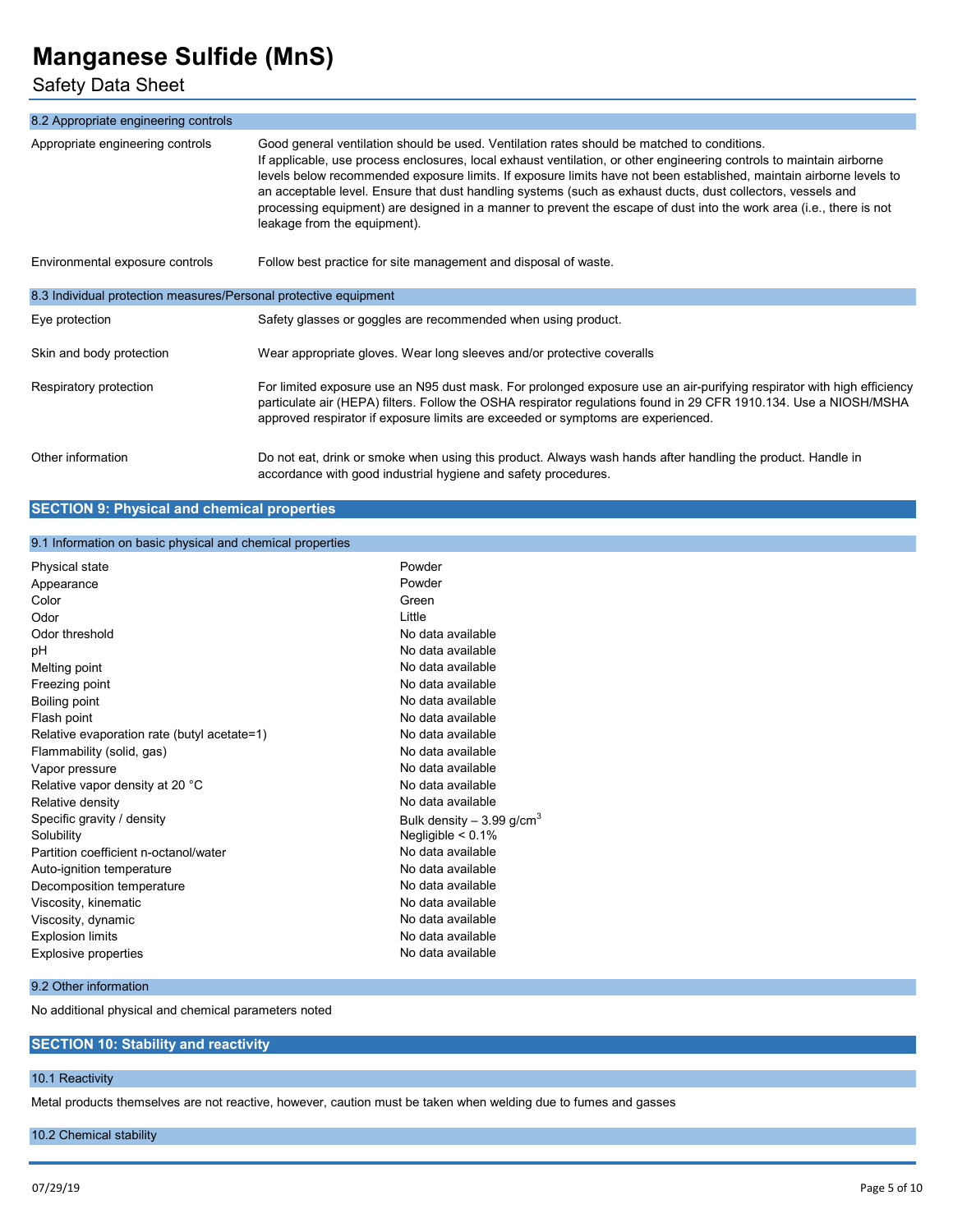### 8.2 Appropriate engineering controls

| | |
|---|---|
| Appropriate engineering controls | Good general ventilation should be used. Ventilation rates should be matched to conditions. If applicable, use process enclosures, local exhaust ventilation, or other engineering controls to maintain airborne levels below recommended exposure limits. If exposure limits have not been established, maintain airborne levels to an acceptable level. Ensure that dust handling systems (such as exhaust ducts, dust collectors, vessels and processing equipment) are designed in a manner to prevent the escape of dust into the work area (i.e., there is not leakage from the equipment). |
| Environmental exposure controls | Follow best practice for site management and disposal of waste. |

### 8.3 Individual protection measures/Personal protective equipment

| | |
|---|---|
| Eye protection | Safety glasses or goggles are recommended when using product. |
| Skin and body protection | Wear appropriate gloves. Wear long sleeves and/or protective coveralls |
| Respiratory protection | For limited exposure use an N95 dust mask. For prolonged exposure use an air-purifying respirator with high efficiency particulate air (HEPA) filters. Follow the OSHA respirator regulations found in 29 CFR 1910.134. Use a NIOSH/MSHA approved respirator if exposure limits are exceeded or symptoms are experienced. |
| Other information | Do not eat, drink or smoke when using this product. Always wash hands after handling the product. Handle in accordance with good industrial hygiene and safety procedures. |

## SECTION 9: Physical and chemical properties

### 9.1 Information on basic physical and chemical properties

| | |
|---|---|
| Physical state | Powder |
| Appearance | Powder |
| Color | Green |
| Odor | Little |
| Odor threshold | No data available |
| pH | No data available |
| Melting point | No data available |
| Freezing point | No data available |
| Boiling point | No data available |
| Flash point | No data available |
| Relative evaporation rate (butyl acetate=1) | No data available |
| Flammability (solid, gas) | No data available |
| Vapor pressure | No data available |
| Relative vapor density at 20 °C | No data available |
| Relative density | No data available |
| Specific gravity / density | Bulk density – 3.99 g/cm$^3$ |
| Solubility | Negligible < 0.1% |
| Partition coefficient n-octanol/water | No data available |
| Auto-ignition temperature | No data available |
| Decomposition temperature | No data available |
| Viscosity, kinematic | No data available |
| Viscosity, dynamic | No data available |
| Explosion limits | No data available |
| Explosive properties | No data available |

### 9.2 Other information

No additional physical and chemical parameters noted

## SECTION 10: Stability and reactivity

### 10.1 Reactivity

Metal products themselves are not reactive, however, caution must be taken when welding due to fumes and gasses

### 10.2 Chemical stability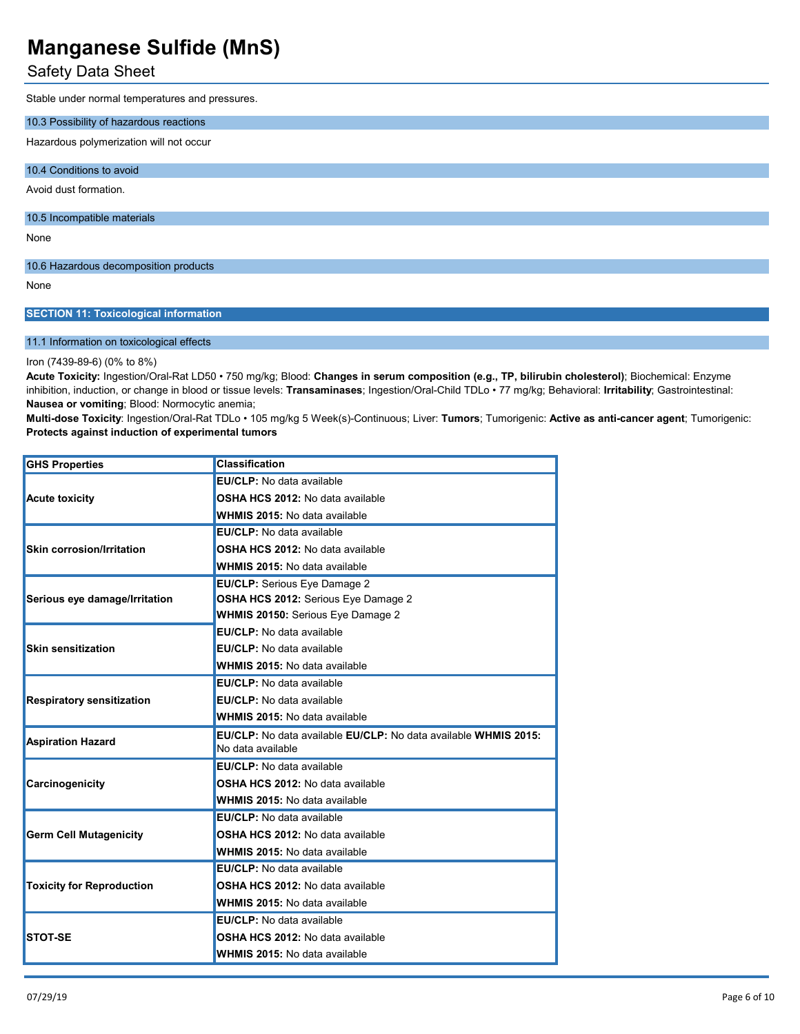Stable under normal temperatures and pressures.

### 10.3 Possibility of hazardous reactions

Hazardous polymerization will not occur

### 10.4 Conditions to avoid

Avoid dust formation.

### 10.5 Incompatible materials

None

### 10.6 Hazardous decomposition products

None

## SECTION 11: Toxicological information

### 11.1 Information on toxicological effects

Iron (7439-89-6) (0% to 8%)

**Acute Toxicity:** Ingestion/Oral-Rat LD50 • 750 mg/kg; Blood: **Changes in serum composition (e.g., TP, bilirubin cholesterol)**; Biochemical: Enzyme inhibition, induction, or change in blood or tissue levels: **Transaminases**; Ingestion/Oral-Child TDLo • 77 mg/kg; Behavioral: **Irritability**; Gastrointestinal: **Nausea or vomiting**; Blood: Normocytic anemia;

**Multi-dose Toxicity**: Ingestion/Oral-Rat TDLo • 105 mg/kg 5 Week(s)-Continuous; Liver: **Tumors**; Tumorigenic: **Active as anti-cancer agent**; Tumorigenic: **Protects against induction of experimental tumors**

| GHS Properties | Classification |
|---|---|
| Acute toxicity | **EU/CLP:** No data available<br>**OSHA HCS 2012:** No data available<br>**WHMIS 2015:** No data available |
| Skin corrosion/Irritation | **EU/CLP:** No data available<br>**OSHA HCS 2012:** No data available<br>**WHMIS 2015:** No data available |
| Serious eye damage/Irritation | **EU/CLP:** Serious Eye Damage 2<br>**OSHA HCS 2012:** Serious Eye Damage 2<br>**WHMIS 20150:** Serious Eye Damage 2 |
| Skin sensitization | **EU/CLP:** No data available<br>**EU/CLP:** No data available<br>**WHMIS 2015:** No data available |
| Respiratory sensitization | **EU/CLP:** No data available<br>**EU/CLP:** No data available<br>**WHMIS 2015:** No data available |
| Aspiration Hazard | **EU/CLP:** No data available **EU/CLP:** No data available **WHMIS 2015:** No data available |
| Carcinogenicity | **EU/CLP:** No data available<br>**OSHA HCS 2012:** No data available<br>**WHMIS 2015:** No data available |
| Germ Cell Mutagenicity | **EU/CLP:** No data available<br>**OSHA HCS 2012:** No data available<br>**WHMIS 2015:** No data available |
| Toxicity for Reproduction | **EU/CLP:** No data available<br>**OSHA HCS 2012:** No data available<br>**WHMIS 2015:** No data available |
| STOT-SE | **EU/CLP:** No data available<br>**OSHA HCS 2012:** No data available<br>**WHMIS 2015:** No data available |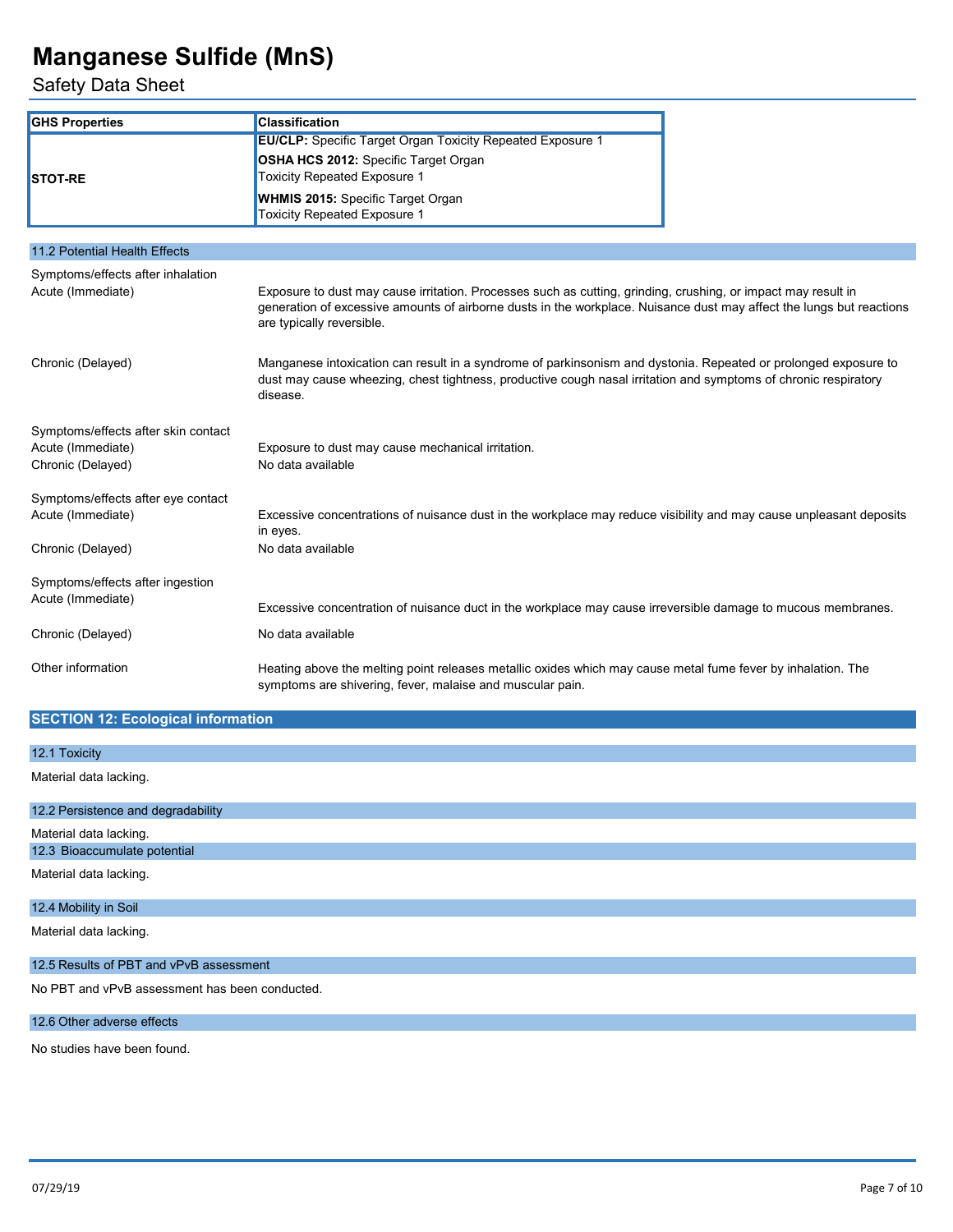| GHS Properties | Classification |
|---|---|
| STOT-RE | **EU/CLP:** Specific Target Organ Toxicity Repeated Exposure 1<br>**OSHA HCS 2012:** Specific Target Organ Toxicity Repeated Exposure 1<br>**WHMIS 2015:** Specific Target Organ Toxicity Repeated Exposure 1 |

### 11.2 Potential Health Effects

**Symptoms/effects after inhalation**

| | |
|---|---|
| Acute (Immediate) | Exposure to dust may cause irritation. Processes such as cutting, grinding, crushing, or impact may result in generation of excessive amounts of airborne dusts in the workplace. Nuisance dust may affect the lungs but reactions are typically reversible. |
| Chronic (Delayed) | Manganese intoxication can result in a syndrome of parkinsonism and dystonia. Repeated or prolonged exposure to dust may cause wheezing, chest tightness, productive cough nasal irritation and symptoms of chronic respiratory disease. |

**Symptoms/effects after skin contact**

| | |
|---|---|
| Acute (Immediate) | Exposure to dust may cause mechanical irritation. |
| Chronic (Delayed) | No data available |

**Symptoms/effects after eye contact**

| | |
|---|---|
| Acute (Immediate) | Excessive concentrations of nuisance dust in the workplace may reduce visibility and may cause unpleasant deposits in eyes. |
| Chronic (Delayed) | No data available |

**Symptoms/effects after ingestion**

| | |
|---|---|
| Acute (Immediate) | Excessive concentration of nuisance duct in the workplace may cause irreversible damage to mucous membranes. |
| Chronic (Delayed) | No data available |

| | |
|---|---|
| Other information | Heating above the melting point releases metallic oxides which may cause metal fume fever by inhalation. The symptoms are shivering, fever, malaise and muscular pain. |

## SECTION 12: Ecological information

### 12.1 Toxicity

Material data lacking.

### 12.2 Persistence and degradability

Material data lacking.

### 12.3 Bioaccumulate potential

Material data lacking.

### 12.4 Mobility in Soil

Material data lacking.

### 12.5 Results of PBT and vPvB assessment

No PBT and vPvB assessment has been conducted.

### 12.6 Other adverse effects

No studies have been found.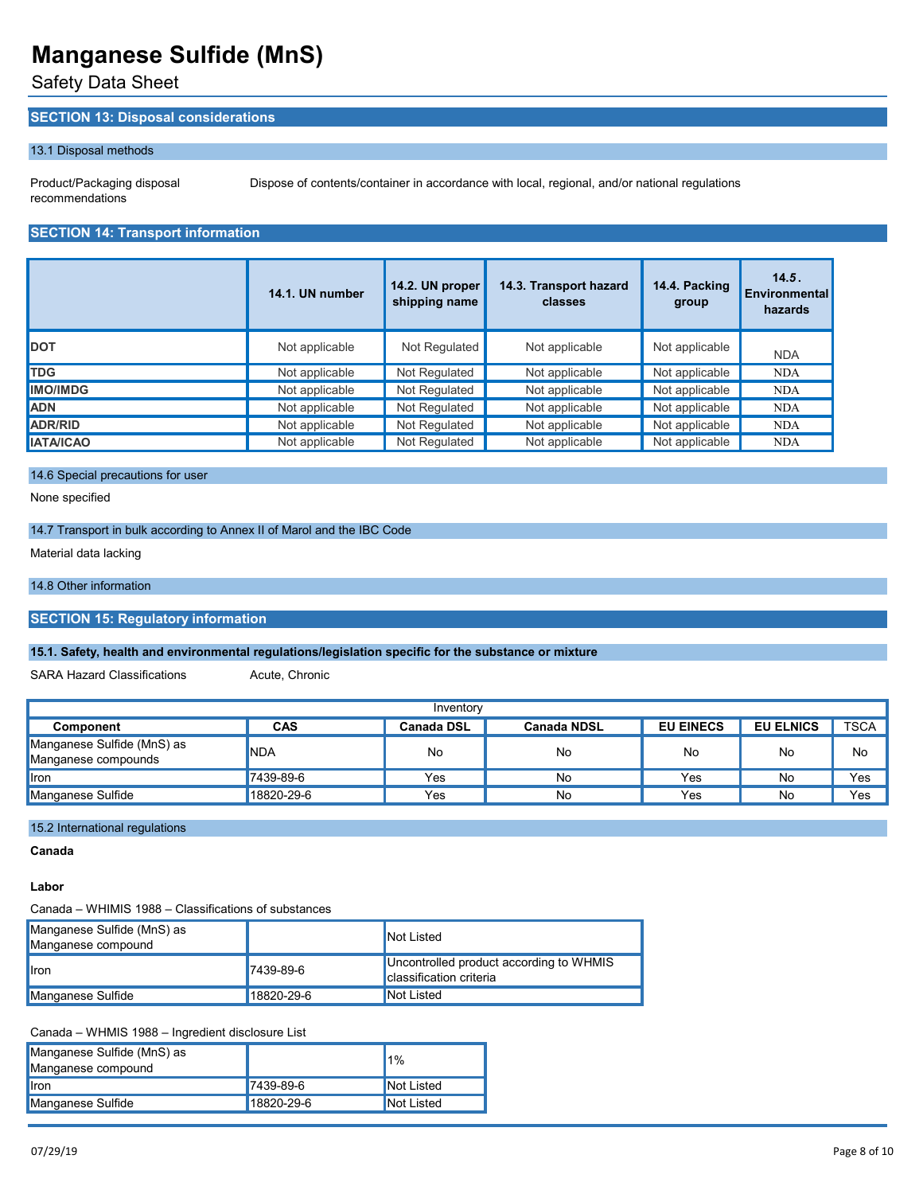# Manganese Sulfide (MnS)

Safety Data Sheet

## SECTION 13: Disposal considerations

### 13.1 Disposal methods

Product/Packaging disposal recommendations: Dispose of contents/container in accordance with local, regional, and/or national regulations

## SECTION 14: Transport information

| | 14.1. UN number | 14.2. UN proper shipping name | 14.3. Transport hazard classes | 14.4. Packing group | 14.5. Environmental hazards |
|---|---|---|---|---|---|
| DOT | Not applicable | Not Regulated | Not applicable | Not applicable | NDA |
| TDG | Not applicable | Not Regulated | Not applicable | Not applicable | NDA |
| IMO/IMDG | Not applicable | Not Regulated | Not applicable | Not applicable | NDA |
| ADN | Not applicable | Not Regulated | Not applicable | Not applicable | NDA |
| ADR/RID | Not applicable | Not Regulated | Not applicable | Not applicable | NDA |
| IATA/ICAO | Not applicable | Not Regulated | Not applicable | Not applicable | NDA |

### 14.6 Special precautions for user

None specified

### 14.7 Transport in bulk according to Annex II of Marol and the IBC Code

Material data lacking

### 14.8 Other information

## SECTION 15: Regulatory information

### 15.1. Safety, health and environmental regulations/legislation specific for the substance or mixture

SARA Hazard Classifications: Acute, Chronic

| Inventory | | | | | | |
|---|---|---|---|---|---|---|
| **Component** | **CAS** | **Canada DSL** | **Canada NDSL** | **EU EINECS** | **EU ELNICS** | **TSCA** |
| Manganese Sulfide (MnS) as Manganese compounds | NDA | No | No | No | No | No |
| Iron | 7439-89-6 | Yes | No | Yes | No | Yes |
| Manganese Sulfide | 18820-29-6 | Yes | No | Yes | No | Yes |

### 15.2 International regulations

**Canada**

**Labor**

Canada – WHIMIS 1988 – Classifications of substances

| | | |
|---|---|---|
| Manganese Sulfide (MnS) as Manganese compound | | Not Listed |
| Iron | 7439-89-6 | Uncontrolled product according to WHMIS classification criteria |
| Manganese Sulfide | 18820-29-6 | Not Listed |

Canada – WHMIS 1988 – Ingredient disclosure List

| | | |
|---|---|---|
| Manganese Sulfide (MnS) as Manganese compound | | 1% |
| Iron | 7439-89-6 | Not Listed |
| Manganese Sulfide | 18820-29-6 | Not Listed |

07/29/19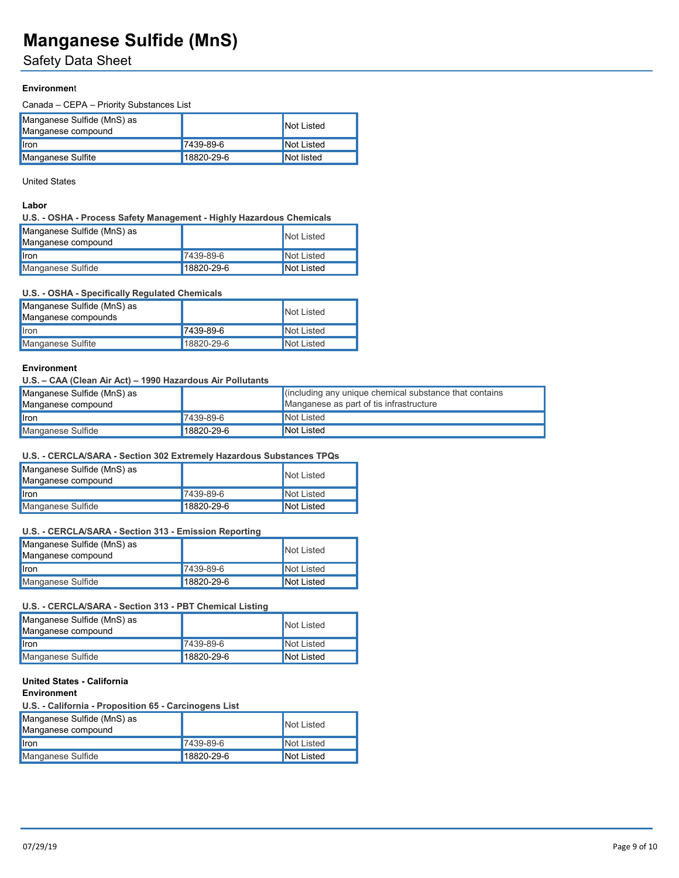**Environment**

Canada – CEPA – Priority Substances List

| Manganese Sulfide (MnS) as Manganese compound | | Not Listed |
|---|---|---|
| Iron | 7439-89-6 | Not Listed |
| Manganese Sulfite | 18820-29-6 | Not listed |

United States

**Labor**

**U.S. - OSHA - Process Safety Management - Highly Hazardous Chemicals**

| Manganese Sulfide (MnS) as Manganese compound | | Not Listed |
|---|---|---|
| Iron | 7439-89-6 | Not Listed |
| Manganese Sulfide | 18820-29-6 | Not Listed |

**U.S. - OSHA - Specifically Regulated Chemicals**

| Manganese Sulfide (MnS) as Manganese compounds | | Not Listed |
|---|---|---|
| Iron | 7439-89-6 | Not Listed |
| Manganese Sulfite | 18820-29-6 | Not Listed |

**Environment**

**U.S. – CAA (Clean Air Act) – 1990 Hazardous Air Pollutants**

| Manganese Sulfide (MnS) as Manganese compound | | (including any unique chemical substance that contains Manganese as part of tis infrastructure |
|---|---|---|
| Iron | 7439-89-6 | Not Listed |
| Manganese Sulfide | 18820-29-6 | Not Listed |

**U.S. - CERCLA/SARA - Section 302 Extremely Hazardous Substances TPQs**

| Manganese Sulfide (MnS) as Manganese compound | | Not Listed |
|---|---|---|
| Iron | 7439-89-6 | Not Listed |
| Manganese Sulfide | 18820-29-6 | Not Listed |

**U.S. - CERCLA/SARA - Section 313 - Emission Reporting**

| Manganese Sulfide (MnS) as Manganese compound | | Not Listed |
|---|---|---|
| Iron | 7439-89-6 | Not Listed |
| Manganese Sulfide | 18820-29-6 | Not Listed |

**U.S. - CERCLA/SARA - Section 313 - PBT Chemical Listing**

| Manganese Sulfide (MnS) as Manganese compound | | Not Listed |
|---|---|---|
| Iron | 7439-89-6 | Not Listed |
| Manganese Sulfide | 18820-29-6 | Not Listed |

**United States - California**

**Environment**

**U.S. - California - Proposition 65 - Carcinogens List**

| Manganese Sulfide (MnS) as Manganese compound | | Not Listed |
|---|---|---|
| Iron | 7439-89-6 | Not Listed |
| Manganese Sulfide | 18820-29-6 | Not Listed |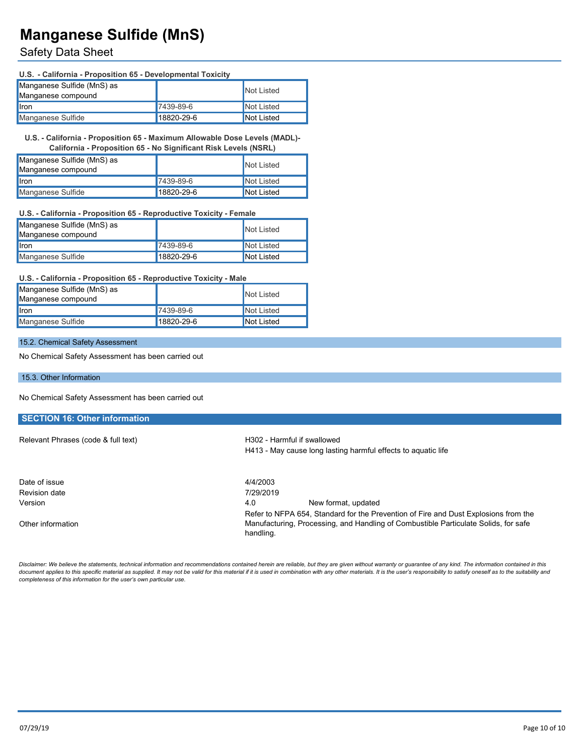**U.S. - California - Proposition 65 - Developmental Toxicity**

| | | |
|---|---|---|
| Manganese Sulfide (MnS) as Manganese compound | | Not Listed |
| Iron | 7439-89-6 | Not Listed |
| Manganese Sulfide | 18820-29-6 | Not Listed |

**U.S. - California - Proposition 65 - Maximum Allowable Dose Levels (MADL)- California - Proposition 65 - No Significant Risk Levels (NSRL)**

| | | |
|---|---|---|
| Manganese Sulfide (MnS) as Manganese compound | | Not Listed |
| Iron | 7439-89-6 | Not Listed |
| Manganese Sulfide | 18820-29-6 | Not Listed |

**U.S. - California - Proposition 65 - Reproductive Toxicity - Female**

| | | |
|---|---|---|
| Manganese Sulfide (MnS) as Manganese compound | | Not Listed |
| Iron | 7439-89-6 | Not Listed |
| Manganese Sulfide | 18820-29-6 | Not Listed |

**U.S. - California - Proposition 65 - Reproductive Toxicity - Male**

| | | |
|---|---|---|
| Manganese Sulfide (MnS) as Manganese compound | | Not Listed |
| Iron | 7439-89-6 | Not Listed |
| Manganese Sulfide | 18820-29-6 | Not Listed |

### 15.2. Chemical Safety Assessment

No Chemical Safety Assessment has been carried out

### 15.3. Other Information

No Chemical Safety Assessment has been carried out

## SECTION 16: Other information

Relevant Phrases (code & full text): H302 - Harmful if swallowed
H413 - May cause long lasting harmful effects to aquatic life

Date of issue: 4/4/2003
Revision date: 7/29/2019
Version: 4.0 New format, updated

Other information: Refer to NFPA 654, Standard for the Prevention of Fire and Dust Explosions from the Manufacturing, Processing, and Handling of Combustible Particulate Solids, for safe handling.

*Disclaimer: We believe the statements, technical information and recommendations contained herein are reliable, but they are given without warranty or guarantee of any kind. The information contained in this document applies to this specific material as supplied. It may not be valid for this material if it is used in combination with any other materials. It is the user's responsibility to satisfy oneself as to the suitability and completeness of this information for the user's own particular use.*